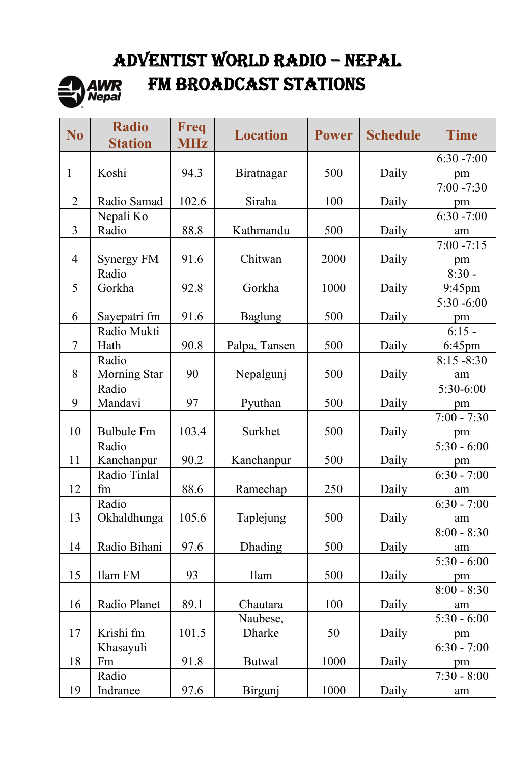# ADVENTIST WORLD RADIO – NEPAL
## FM BROADCAST STATIONS

| No | Radio Station | Freq MHz | Location | Power | Schedule | Time |
|---|---|---|---|---|---|---|
| 1 | Koshi | 94.3 | Biratnagar | 500 | Daily | 6:30 -7:00 pm |
| 2 | Radio Samad | 102.6 | Siraha | 100 | Daily | 7:00 -7:30 pm |
| 3 | Nepali Ko Radio | 88.8 | Kathmandu | 500 | Daily | 6:30 -7:00 am |
| 4 | Synergy FM | 91.6 | Chitwan | 2000 | Daily | 7:00 -7:15 pm |
| 5 | Radio Gorkha | 92.8 | Gorkha | 1000 | Daily | 8:30 - 9:45pm |
| 6 | Sayepatri fm | 91.6 | Baglung | 500 | Daily | 5:30 -6:00 pm |
| 7 | Radio Mukti Hath | 90.8 | Palpa, Tansen | 500 | Daily | 6:15 - 6:45pm |
| 8 | Radio Morning Star | 90 | Nepalgunj | 500 | Daily | 8:15 -8:30 am |
| 9 | Radio Mandavi | 97 | Pyuthan | 500 | Daily | 5:30-6:00 pm |
| 10 | Bulbule Fm | 103.4 | Surkhet | 500 | Daily | 7:00 - 7:30 pm |
| 11 | Radio Kanchanpur | 90.2 | Kanchanpur | 500 | Daily | 5:30 - 6:00 pm |
| 12 | Radio Tinlal fm | 88.6 | Ramechap | 250 | Daily | 6:30 - 7:00 am |
| 13 | Radio Okhaldhunga | 105.6 | Taplejung | 500 | Daily | 6:30 - 7:00 am |
| 14 | Radio Bihani | 97.6 | Dhading | 500 | Daily | 8:00 - 8:30 am |
| 15 | Ilam FM | 93 | Ilam | 500 | Daily | 5:30 - 6:00 pm |
| 16 | Radio Planet | 89.1 | Chautara | 100 | Daily | 8:00 - 8:30 am |
| 17 | Krishi fm | 101.5 | Naubese, Dharke | 50 | Daily | 5:30 - 6:00 pm |
| 18 | Khasayuli Fm | 91.8 | Butwal | 1000 | Daily | 6:30 - 7:00 pm |
| 19 | Radio Indranee | 97.6 | Birgunj | 1000 | Daily | 7:30 - 8:00 am |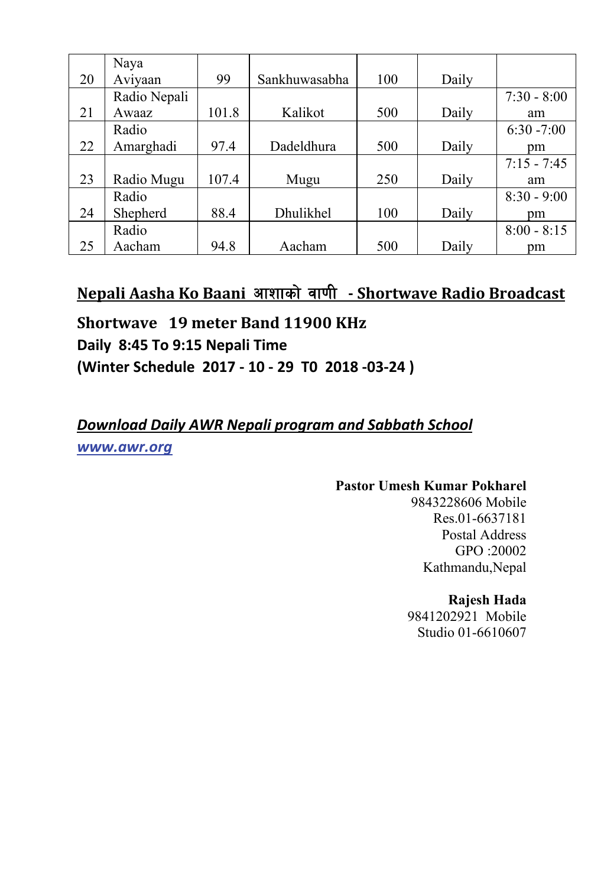| | | | | | | |
|---|---|---|---|---|---|---|
| 20 | Naya Aviyaan | 99 | Sankhuwasabha | 100 | Daily | |
| 21 | Radio Nepali Awaaz | 101.8 | Kalikot | 500 | Daily | 7:30 - 8:00 am |
| 22 | Radio Amarghadi | 97.4 | Dadeldhura | 500 | Daily | 6:30 -7:00 pm |
| 23 | Radio Mugu | 107.4 | Mugu | 250 | Daily | 7:15 - 7:45 am |
| 24 | Radio Shepherd | 88.4 | Dhulikhel | 100 | Daily | 8:30 - 9:00 pm |
| 25 | Radio Aacham | 94.8 | Aacham | 500 | Daily | 8:00 - 8:15 pm |

## Nepali Aasha Ko Baani आशाको वाणी - Shortwave Radio Broadcast

**Shortwave 19 meter Band 11900 KHz**

**Daily 8:45 To 9:15 Nepali Time**

**(Winter Schedule 2017 - 10 - 29 T0 2018 -03-24 )**

***Download Daily AWR Nepali program and Sabbath School***

***www.awr.org***

**Pastor Umesh Kumar Pokharel**
9843228606 Mobile
Res.01-6637181
Postal Address
GPO :20002
Kathmandu,Nepal

**Rajesh Hada**
9841202921 Mobile
Studio 01-6610607